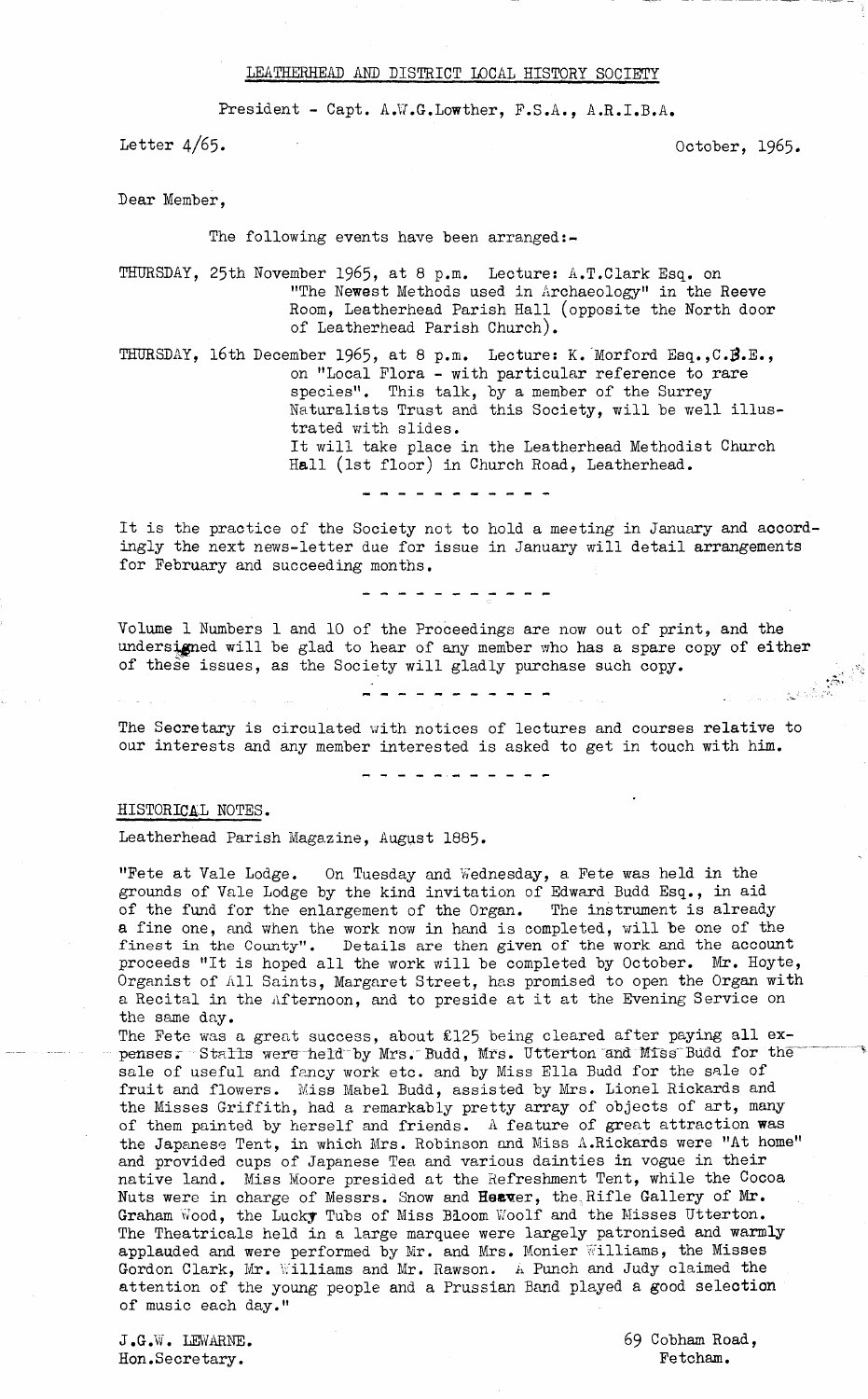# LEATHERHEAD AND DISTRICT LOCAL HISTORY SOCIETY

President - Capt. A.W.G.Lowther, F.S.A., A.R.I.B.A.

Letter 4/65. October, 1965.

Dear Member,

The following events have been arranged:-

THURSDAY, 25th November 1965, at 8 p.m. Lecture: A.T.Clark Esq. on "The Newest Methods used in Archaeology" in the Reeve Room, Leatherhead Parish Hall (opposite the North door of Leatherhead Parish Church).

THURSDAY, 16th December 1965, at 8 p.m. Lecture: K. Morford Esq.,C.B.E., on "Local Flora - with particular reference to rare species". This talk, by a member of the Surrey Naturalists Trust and this Society, will be well illustrated with slides. It will take place in the Leatherhead Methodist Church Hall (1st floor) in Church Road, Leatherhead.

- - - - - - - - - - -

It is the practice of the Society not to hold a meeting in January and accordingly the next news-letter due for issue in January will detail arrangements for February and succeeding months.

- - - - - - - - - - -

Volume 1 Numbers 1 and 10 of the Proceedings are now out of print, and the undersigned will be glad to hear of any member who has a spare copy of either of these issues, as the Society will gladly purchase such copy.

- - - - - - - - - - -

The Secretary is circulated with notices of lectures and courses relative to our interests and any member interested is asked to get in touch with him.

- - - - - - - - - - -

## HISTORICAL NOTES.

Leatherhead Parish Magazine, August 1885.

"Fete at Vale Lodge. On Tuesday and Wednesday, a Fete was held in the grounds of Vale Lodge by the kind invitation of Edward Budd Esq., in aid of the fund for the enlargement of the Organ. The instrument is already a fine one, and when the work now in hand is completed, will be one of the finest in the County". Details are then given of the work and the account proceeds "It is hoped all the work will be completed by October. Mr. Hoyte, Organist of All Saints, Margaret Street, has promised to open the Organ with a Recital in the Afternoon, and to preside at it at the Evening Service on the same day.

The Fete was a great success, about £125 being cleared after paying all expenses. Stalls were held by Mrs. Budd, Mrs. Utterton and Miss Budd for the sale of useful and fancy work etc. and by Miss Ella Budd for the sale of fruit and flowers. Miss Mabel Budd, assisted by Mrs. Lionel Rickards and the Misses Griffith, had a remarkably pretty array of objects of art, many of them painted by herself and friends. A feature of great attraction was the Japanese Tent, in which Mrs. Robinson and Miss A.Rickards were "At home" and provided cups of Japanese Tea and various dainties in vogue in their native land. Miss Moore presided at the Refreshment Tent, while the Cocoa Nuts were in charge of Messrs. Snow and Heaver, the Rifle Gallery of Mr. Graham Wood, the Lucky Tubs of Miss Bloom Woolf and the Misses Utterton. The Theatricals held in a large marquee were largely patronised and warmly applauded and were performed by Mr. and Mrs. Monier Williams, the Misses Gordon Clark, Mr. Williams and Mr. Rawson. A Punch and Judy claimed the attention of the young people and a Prussian Band played a good selection of music each day."

J.G.W. LEWARNE.
Hon.Secretary.

69 Cobham Road,
Fetcham.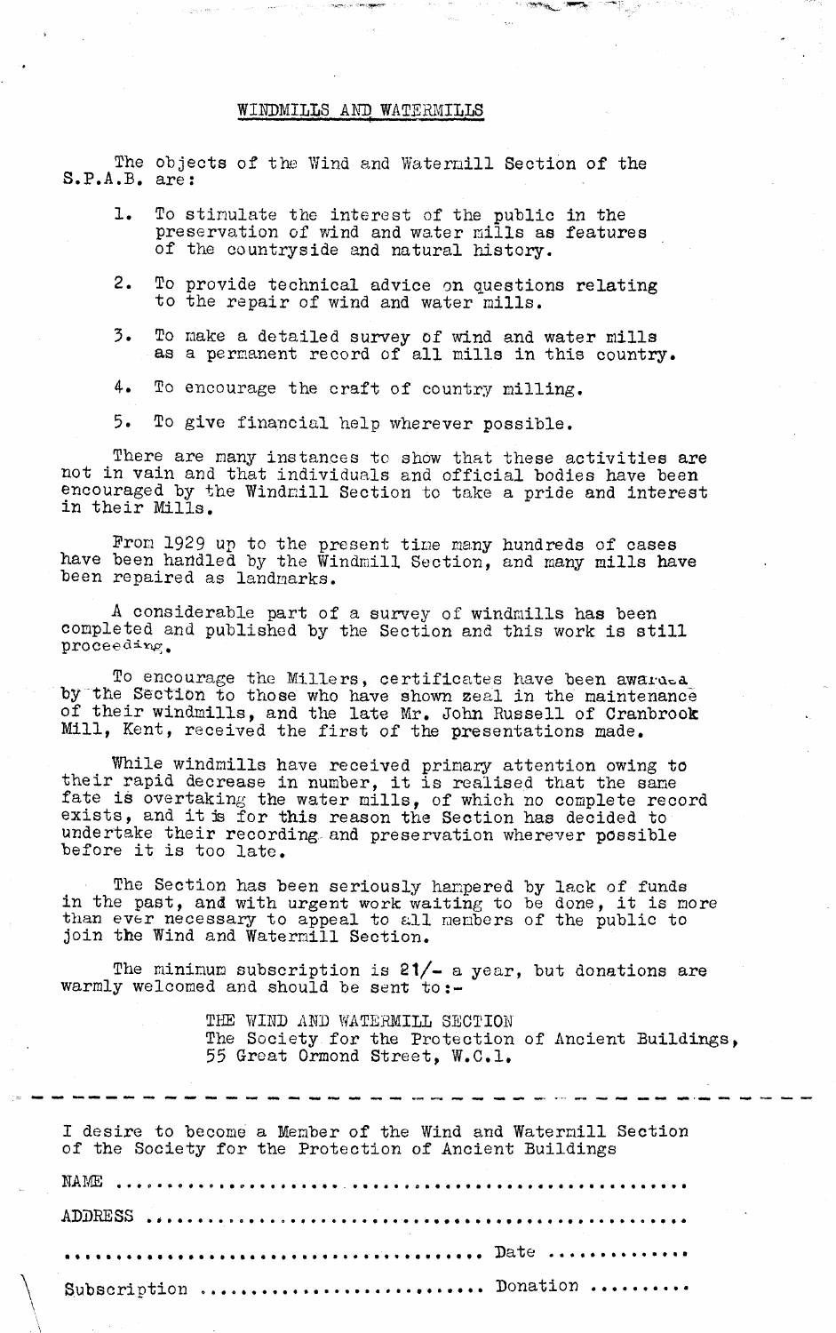# WINDMILLS AND WATERMILLS

The objects of the Wind and Watermill Section of the S.P.A.B. are:

1. To stimulate the interest of the public in the preservation of wind and water mills as features of the countryside and natural history.
2. To provide technical advice on questions relating to the repair of wind and water mills.
3. To make a detailed survey of wind and water mills as a permanent record of all mills in this country.
4. To encourage the craft of country milling.
5. To give financial help wherever possible.

There are many instances to show that these activities are not in vain and that individuals and official bodies have been encouraged by the Windmill Section to take a pride and interest in their Mills.

From 1929 up to the present time many hundreds of cases have been handled by the Windmill Section, and many mills have been repaired as landmarks.

A considerable part of a survey of windmills has been completed and published by the Section and this work is still proceeding.

To encourage the Millers, certificates have been awarded by the Section to those who have shown zeal in the maintenance of their windmills, and the late Mr. John Russell of Cranbrook Mill, Kent, received the first of the presentations made.

While windmills have received primary attention owing to their rapid decrease in number, it is realised that the same fate is overtaking the water mills, of which no complete record exists, and it is for this reason the Section has decided to undertake their recording and preservation wherever possible before it is too late.

The Section has been seriously hampered by lack of funds in the past, and with urgent work waiting to be done, it is more than ever necessary to appeal to all members of the public to join the Wind and Watermill Section.

The minimum subscription is 21/- a year, but donations are warmly welcomed and should be sent to:-

THE WIND AND WATERMILL SECTION
The Society for the Protection of Ancient Buildings,
55 Great Ormond Street, W.C.1.

---

I desire to become a Member of the Wind and Watermill Section of the Society for the Protection of Ancient Buildings

NAME ..................................................

ADDRESS ..................................................

.......................................... Date ..............

Subscription ........................... Donation ..........